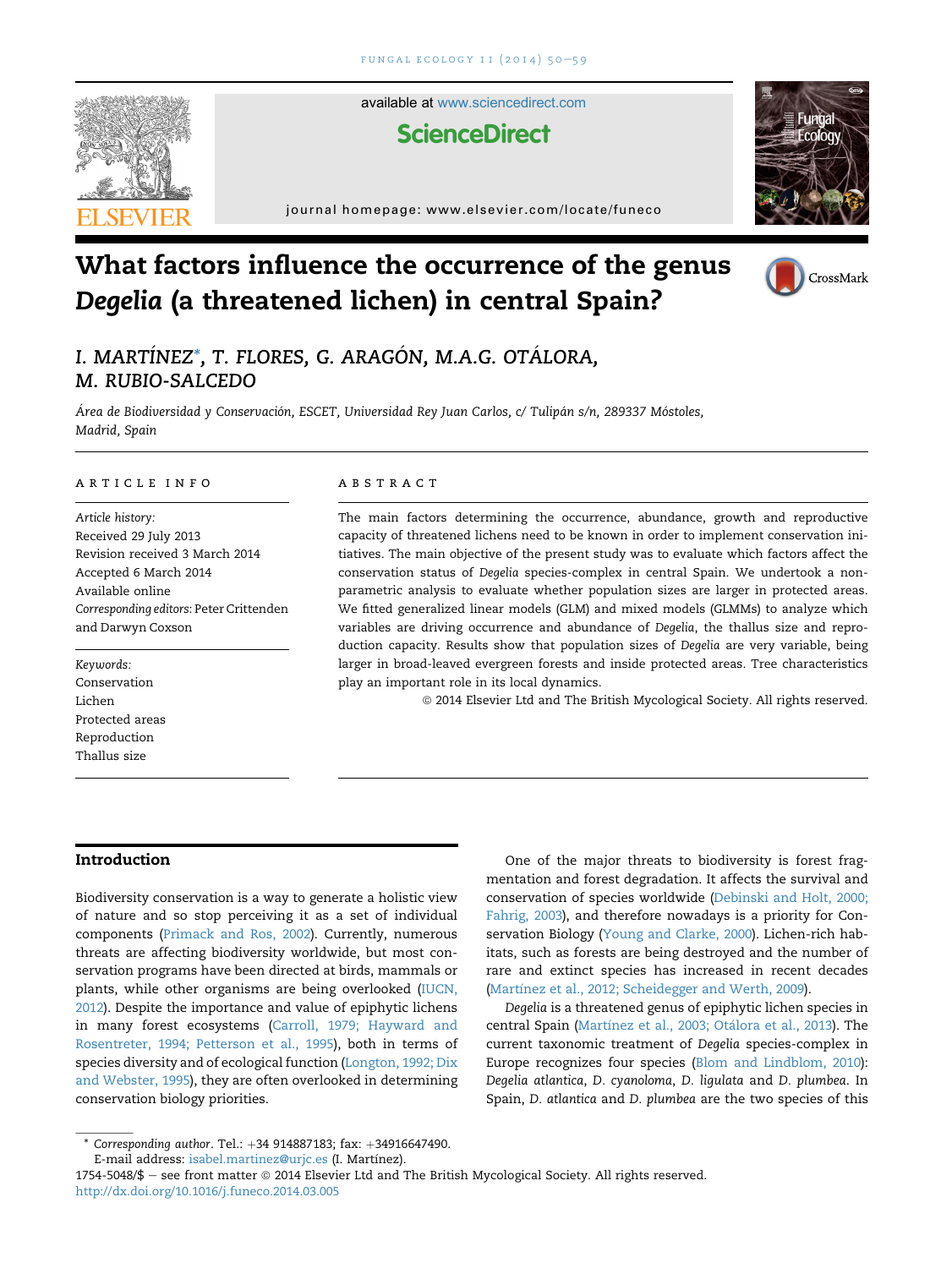available at www.sciencedirect.com

ScienceDirect

journal homepage: www.elsevier.com/locate/funeco

# What factors influence the occurrence of the genus *Degelia* (a threatened lichen) in central Spain?

I. MARTÍNEZ*, T. FLORES, G. ARAGÓN, M.A.G. OTÁLORA, M. RUBIO-SALCEDO

*Área de Biodiversidad y Conservación, ESCET, Universidad Rey Juan Carlos, c/ Tulipán s/n, 289337 Móstoles, Madrid, Spain*

ARTICLE INFO

*Article history:*
Received 29 July 2013
Revision received 3 March 2014
Accepted 6 March 2014
Available online
*Corresponding editors:* Peter Crittenden and Darwyn Coxson

*Keywords:*
Conservation
Lichen
Protected areas
Reproduction
Thallus size

ABSTRACT

The main factors determining the occurrence, abundance, growth and reproductive capacity of threatened lichens need to be known in order to implement conservation initiatives. The main objective of the present study was to evaluate which factors affect the conservation status of *Degelia* species-complex in central Spain. We undertook a non-parametric analysis to evaluate whether population sizes are larger in protected areas. We fitted generalized linear models (GLM) and mixed models (GLMMs) to analyze which variables are driving occurrence and abundance of *Degelia*, the thallus size and reproduction capacity. Results show that population sizes of *Degelia* are very variable, being larger in broad-leaved evergreen forests and inside protected areas. Tree characteristics play an important role in its local dynamics.

© 2014 Elsevier Ltd and The British Mycological Society. All rights reserved.

## Introduction

Biodiversity conservation is a way to generate a holistic view of nature and so stop perceiving it as a set of individual components (Primack and Ros, 2002). Currently, numerous threats are affecting biodiversity worldwide, but most conservation programs have been directed at birds, mammals or plants, while other organisms are being overlooked (IUCN, 2012). Despite the importance and value of epiphytic lichens in many forest ecosystems (Carroll, 1979; Hayward and Rosentreter, 1994; Petterson et al., 1995), both in terms of species diversity and of ecological function (Longton, 1992; Dix and Webster, 1995), they are often overlooked in determining conservation biology priorities.

One of the major threats to biodiversity is forest fragmentation and forest degradation. It affects the survival and conservation of species worldwide (Debinski and Holt, 2000; Fahrig, 2003), and therefore nowadays is a priority for Conservation Biology (Young and Clarke, 2000). Lichen-rich habitats, such as forests are being destroyed and the number of rare and extinct species has increased in recent decades (Martínez et al., 2012; Scheidegger and Werth, 2009).

*Degelia* is a threatened genus of epiphytic lichen species in central Spain (Martínez et al., 2003; Otálora et al., 2013). The current taxonomic treatment of *Degelia* species-complex in Europe recognizes four species (Blom and Lindblom, 2010): *Degelia atlantica*, *D. cyanoloma*, *D. ligulata* and *D. plumbea*. In Spain, *D. atlantica* and *D. plumbea* are the two species of this

* *Corresponding author*. Tel.: +34 914887183; fax: +34916647490.
E-mail address: isabel.martinez@urjc.es (I. Martínez).

1754-5048/$ – see front matter © 2014 Elsevier Ltd and The British Mycological Society. All rights reserved.
http://dx.doi.org/10.1016/j.funeco.2014.03.005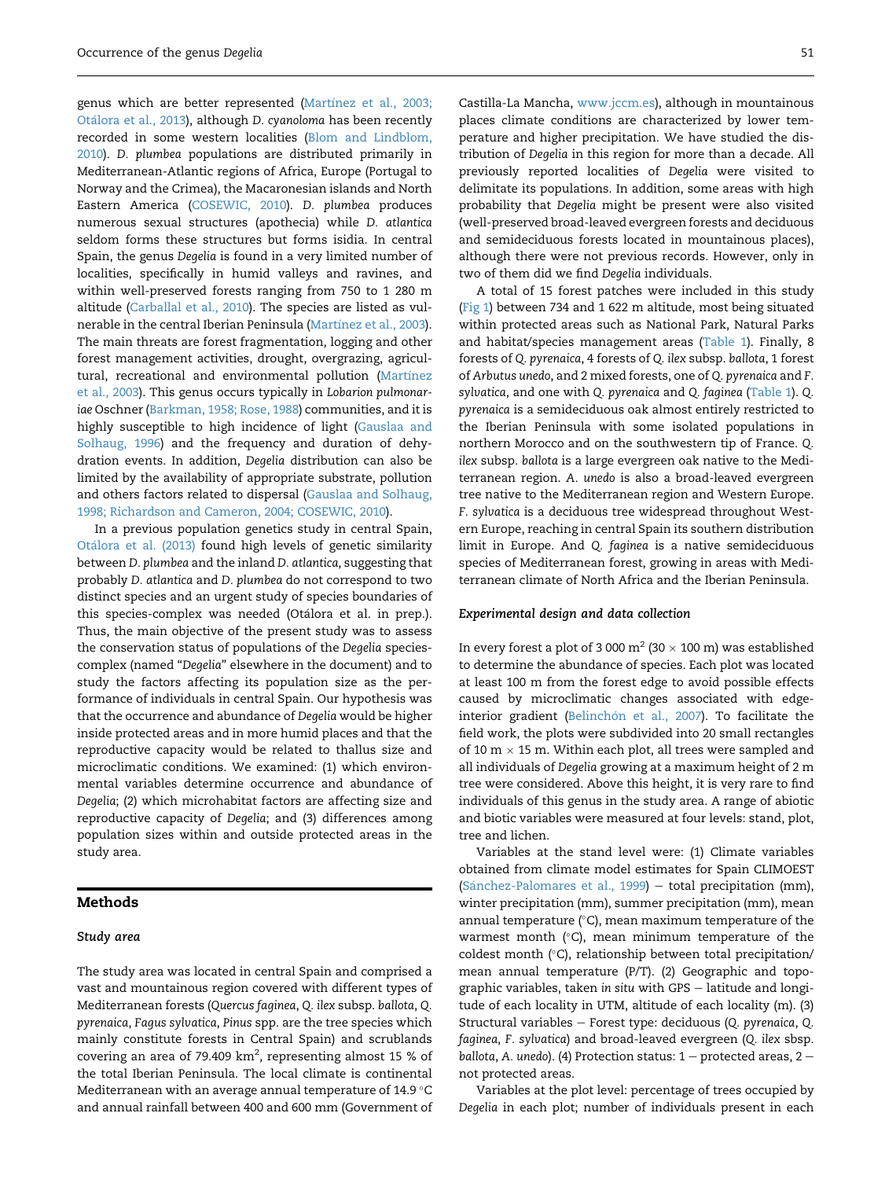genus which are better represented (Martínez et al., 2003; Otálora et al., 2013), although *D. cyanoloma* has been recently recorded in some western localities (Blom and Lindblom, 2010). *D. plumbea* populations are distributed primarily in Mediterranean-Atlantic regions of Africa, Europe (Portugal to Norway and the Crimea), the Macaronesian islands and North Eastern America (COSEWIC, 2010). *D. plumbea* produces numerous sexual structures (apothecia) while *D. atlantica* seldom forms these structures but forms isidia. In central Spain, the genus *Degelia* is found in a very limited number of localities, specifically in humid valleys and ravines, and within well-preserved forests ranging from 750 to 1 280 m altitude (Carballal et al., 2010). The species are listed as vulnerable in the central Iberian Peninsula (Martínez et al., 2003). The main threats are forest fragmentation, logging and other forest management activities, drought, overgrazing, agricultural, recreational and environmental pollution (Martínez et al., 2003). This genus occurs typically in *Lobarion pulmonariae* Oschner (Barkman, 1958; Rose, 1988) communities, and it is highly susceptible to high incidence of light (Gauslaa and Solhaug, 1996) and the frequency and duration of dehydration events. In addition, *Degelia* distribution can also be limited by the availability of appropriate substrate, pollution and others factors related to dispersal (Gauslaa and Solhaug, 1998; Richardson and Cameron, 2004; COSEWIC, 2010).

In a previous population genetics study in central Spain, Otálora et al. (2013) found high levels of genetic similarity between *D. plumbea* and the inland *D. atlantica*, suggesting that probably *D. atlantica* and *D. plumbea* do not correspond to two distinct species and an urgent study of species boundaries of this species-complex was needed (Otálora et al. in prep.). Thus, the main objective of the present study was to assess the conservation status of populations of the *Degelia* species-complex (named "*Degelia*" elsewhere in the document) and to study the factors affecting its population size as the performance of individuals in central Spain. Our hypothesis was that the occurrence and abundance of *Degelia* would be higher inside protected areas and in more humid places and that the reproductive capacity would be related to thallus size and microclimatic conditions. We examined: (1) which environmental variables determine occurrence and abundance of *Degelia*; (2) which microhabitat factors are affecting size and reproductive capacity of *Degelia*; and (3) differences among population sizes within and outside protected areas in the study area.

## Methods

### Study area

The study area was located in central Spain and comprised a vast and mountainous region covered with different types of Mediterranean forests (*Quercus faginea*, *Q. ilex* subsp. *ballota*, *Q. pyrenaica*, *Fagus sylvatica*, *Pinus* spp. are the tree species which mainly constitute forests in Central Spain) and scrublands covering an area of 79.409 km$^2$, representing almost 15 % of the total Iberian Peninsula. The local climate is continental Mediterranean with an average annual temperature of 14.9 °C and annual rainfall between 400 and 600 mm (Government of Castilla-La Mancha, www.jccm.es), although in mountainous places climate conditions are characterized by lower temperature and higher precipitation. We have studied the distribution of *Degelia* in this region for more than a decade. All previously reported localities of *Degelia* were visited to delimitate its populations. In addition, some areas with high probability that *Degelia* might be present were also visited (well-preserved broad-leaved evergreen forests and deciduous and semideciduous forests located in mountainous places), although there were not previous records. However, only in two of them did we find *Degelia* individuals.

A total of 15 forest patches were included in this study (Fig 1) between 734 and 1 622 m altitude, most being situated within protected areas such as National Park, Natural Parks and habitat/species management areas (Table 1). Finally, 8 forests of *Q. pyrenaica*, 4 forests of *Q. ilex* subsp. *ballota*, 1 forest of *Arbutus unedo*, and 2 mixed forests, one of *Q. pyrenaica* and *F. sylvatica*, and one with *Q. pyrenaica* and *Q. faginea* (Table 1). *Q. pyrenaica* is a semideciduous oak almost entirely restricted to the Iberian Peninsula with some isolated populations in northern Morocco and on the southwestern tip of France. *Q. ilex* subsp. *ballota* is a large evergreen oak native to the Mediterranean region. *A. unedo* is also a broad-leaved evergreen tree native to the Mediterranean region and Western Europe. *F. sylvatica* is a deciduous tree widespread throughout Western Europe, reaching in central Spain its southern distribution limit in Europe. And *Q. faginea* is a native semideciduous species of Mediterranean forest, growing in areas with Mediterranean climate of North Africa and the Iberian Peninsula.

### Experimental design and data collection

In every forest a plot of 3 000 m$^2$ (30 × 100 m) was established to determine the abundance of species. Each plot was located at least 100 m from the forest edge to avoid possible effects caused by microclimatic changes associated with edge-interior gradient (Belinchón et al., 2007). To facilitate the field work, the plots were subdivided into 20 small rectangles of 10 m × 15 m. Within each plot, all trees were sampled and all individuals of *Degelia* growing at a maximum height of 2 m tree were considered. Above this height, it is very rare to find individuals of this genus in the study area. A range of abiotic and biotic variables were measured at four levels: stand, plot, tree and lichen.

Variables at the stand level were: (1) Climate variables obtained from climate model estimates for Spain CLIMOEST (Sánchez-Palomares et al., 1999) – total precipitation (mm), winter precipitation (mm), summer precipitation (mm), mean annual temperature (°C), mean maximum temperature of the warmest month (°C), mean minimum temperature of the coldest month (°C), relationship between total precipitation/mean annual temperature (P/T). (2) Geographic and topographic variables, taken *in situ* with GPS – latitude and longitude of each locality in UTM, altitude of each locality (m). (3) Structural variables – Forest type: deciduous (*Q. pyrenaica*, *Q. faginea*, *F. sylvatica*) and broad-leaved evergreen (*Q. ilex* sbsp. *ballota*, *A. unedo*). (4) Protection status: 1 – protected areas, 2 – not protected areas.

Variables at the plot level: percentage of trees occupied by *Degelia* in each plot; number of individuals present in each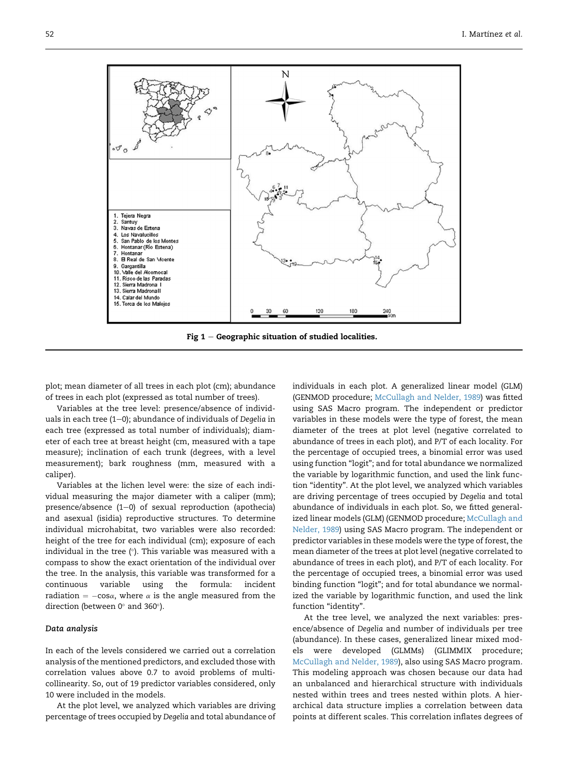1. Tejera Negra
2. Santuy
3. Navas de Estena
4. Los Navalucillos
5. San Pablo de los Montes
6. Hontanar (Río Estena)
7. Hontanar
8. El Real de San Vicente
9. Gargantilla
10. Valle del Alcornocal
11. Risco de las Paradas
12. Sierra Madrona I
13. Sierra Madrona II
14. Calar del Mundo
15. Torca de los Malojos

N

0 30 60 120 180 240 Km

**Fig 1 – Geographic situation of studied localities.**

plot; mean diameter of all trees in each plot (cm); abundance of trees in each plot (expressed as total number of trees).

Variables at the tree level: presence/absence of individuals in each tree (1–0); abundance of individuals of *Degelia* in each tree (expressed as total number of individuals); diameter of each tree at breast height (cm, measured with a tape measure); inclination of each trunk (degrees, with a level measurement); bark roughness (mm, measured with a caliper).

Variables at the lichen level were: the size of each individual measuring the major diameter with a caliper (mm); presence/absence (1–0) of sexual reproduction (apothecia) and asexual (isidia) reproductive structures. To determine individual microhabitat, two variables were also recorded: height of the tree for each individual (cm); exposure of each individual in the tree (°). This variable was measured with a compass to show the exact orientation of the individual over the tree. In the analysis, this variable was transformed for a continuous variable using the formula: incident radiation $= -\cos\alpha$, where $\alpha$ is the angle measured from the direction (between 0° and 360°).

### *Data analysis*

In each of the levels considered we carried out a correlation analysis of the mentioned predictors, and excluded those with correlation values above 0.7 to avoid problems of multicollinearity. So, out of 19 predictor variables considered, only 10 were included in the models.

At the plot level, we analyzed which variables are driving percentage of trees occupied by *Degelia* and total abundance of individuals in each plot. A generalized linear model (GLM) (GENMOD procedure; McCullagh and Nelder, 1989) was fitted using SAS Macro program. The independent or predictor variables in these models were the type of forest, the mean diameter of the trees at plot level (negative correlated to abundance of trees in each plot), and P/T of each locality. For the percentage of occupied trees, a binomial error was used using function "logit"; and for total abundance we normalized the variable by logarithmic function, and used the link function "identity". At the plot level, we analyzed which variables are driving percentage of trees occupied by *Degelia* and total abundance of individuals in each plot. So, we fitted generalized linear models (GLM) (GENMOD procedure; McCullagh and Nelder, 1989) using SAS Macro program. The independent or predictor variables in these models were the type of forest, the mean diameter of the trees at plot level (negative correlated to abundance of trees in each plot), and P/T of each locality. For the percentage of occupied trees, a binomial error was used binding function "logit"; and for total abundance we normalized the variable by logarithmic function, and used the link function "identity".

At the tree level, we analyzed the next variables: presence/absence of *Degelia* and number of individuals per tree (abundance). In these cases, generalized linear mixed models were developed (GLMMs) (GLIMMIX procedure; McCullagh and Nelder, 1989), also using SAS Macro program. This modeling approach was chosen because our data had an unbalanced and hierarchical structure with individuals nested within trees and trees nested within plots. A hierarchical data structure implies a correlation between data points at different scales. This correlation inflates degrees of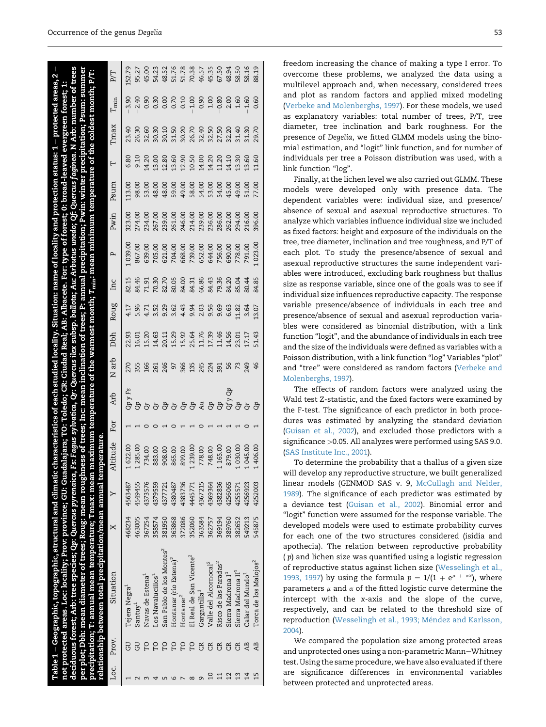**Table 1 – Geographic, topographic, structural and climatic characteristics of each studied locality. Situation: name of locality and protection status: 1 – protected areas, 2 – not protected areas. Loc: locality; Prov. province; GU: Guadalajara; TO: Toledo; CR: Ciudad Real; AB: Albacete. For: type of forest; 0: broad-leaved evergreen forest; 1: deciduous forest; Arb: tree species; Qp: *Quercus pyrenaica*, Fs: *Fagus sylvatica*, Qr: *Quercus ilex* subsp. *ballota*; Au: *Arbutus unedo*; Qf: *Quercus faginea*. N Arb: number of trees per plot; Dbh: mean diameter of trees; Roug: mean roughness of trees; Inc: mean inclination of trees; P: annual precipitation; Pwin: winter precipitation; Psum: summer precipitation; T: annual mean temperature; Tmax: mean maximum temperature of the warmest month; $T_{min}$: mean minimum temperature of the coldest month; P/T: relationship between total precipitation/mean annual temperature.**

| Loc. | Prov. | Situation | X | Y | Altitude | For | Arb | N arb | Dbh | Roug | Inc | P | Pwin | Psum | T | Tmax | $T_{min}$ | P/T |
|---|---|---|---|---|---|---|---|---|---|---|---|---|---|---|---|---|---|---|
| 1 | GU | Tejera Negra[1] | 468234 | 4563487 | 1 622.00 | 1 | *Qp* y *Fs* | 270 | 22.93 | 4.17 | 82.15 | 1 039.00 | 323.00 | 113.00 | 6.80 | 23.40 | −3.90 | 152.79 |
| 2 | GU | Santuy[1] | 463005 | 4549455 | 1 285.00 | 1 | *Qp* | 355 | 16.01 | 5.96 | 84.46 | 867.00 | 274.00 | 98.00 | 9.10 | 26.30 | −2.40 | 95.27 |
| 3 | TO | Navas de Estena[1] | 367254 | 4373576 | 734.00 | 0 | *Qr* | 166 | 15.20 | 4.71 | 71.91 | 639.00 | 234.00 | 53.00 | 14.20 | 32.60 | 0.90 | 45.00 |
| 4 | TO | Los Navalucillos[1] | 358574 | 4379559 | 883.00 | 0 | *Qr* | 261 | 14.63 | 3.52 | 70.30 | 705.00 | 267.00 | 48.00 | 13.00 | 30.30 | 0.30 | 54.23 |
| 5 | TO | San Pablo de los Montes[2] | 381950 | 4377721 | 908.00 | 1 | *Qp* | 246 | 20.11 | 9.29 | 82.70 | 621.00 | 239.00 | 48.00 | 12.80 | 30.10 | 0.00 | 48.52 |
| 6 | TO | Hontanar (río Estena)[2] | 363868 | 4380487 | 865.00 | 0 | *Qr* | 97 | 15.29 | 3.62 | 80.05 | 704.00 | 261.00 | 59.00 | 13.60 | 31.50 | 0.70 | 51.76 |
| 7 | TO | Hontanar[2] | 372086 | 4383736 | 899.00 | 1 | *Qp* | 366 | 15.92 | 4.43 | 84.00 | 668.00 | 246.00 | 49.00 | 12.90 | 30.20 | 0.10 | 51.78 |
| 8 | TO | El Real de San Vicente[2] | 352060 | 4445771 | 1 239.00 | 1 | *Qp* | 135 | 25.64 | 9.94 | 84.31 | 739.00 | 214.00 | 58.00 | 10.50 | 26.70 | −1.00 | 70.38 |
| 9 | CR | Gargantilla[1] | 363584 | 4367215 | 778.00 | 0 | *Au* | 245 | 11.76 | 2.03 | 66.86 | 652.00 | 239.00 | 54.00 | 14.00 | 32.40 | 0.90 | 46.57 |
| 10 | CR | Valle del Alcornocal[2] | 362757 | 4369364 | 748.00 | 1 | *Qp* | 224 | 17.39 | 9.56 | 84.43 | 644.00 | 236.00 | 53.00 | 14.20 | 32.50 | 1.00 | 45.35 |
| 11 | CR | Risco de las Paradas[2] | 369194 | 4382836 | 1 165.00 | 1 | *Qp* | 391 | 11.46 | 9.69 | 79.36 | 756.00 | 286.00 | 54.00 | 11.20 | 27.50 | −0.80 | 67.50 |
| 12 | CR | Sierra Madrona I[1] | 389760 | 4256065 | 879.00 | 1 | *Qf* y *Qp* | 56 | 14.56 | 6.63 | 84.20 | 690.00 | 262.00 | 45.00 | 14.10 | 32.20 | 2.00 | 48.94 |
| 13 | CR | Sierra Madrona II[1] | 382652 | 4255571 | 1 030.00 | 1 | *Qp* | 73 | 23.01 | 11.82 | 85.04 | 778.00 | 294.00 | 49.00 | 13.30 | 31.40 | 1.60 | 58.50 |
| 14 | AB | Calar del Mundo[1] | 549213 | 4256923 | 1 045.00 | 0 | *Qr* | 249 | 17.17 | 3.64 | 80.44 | 791.00 | 216.00 | 51.00 | 13.60 | 31.30 | −1.60 | 58.16 |
| 15 | AB | Torca de los Malojos[2] | 545875 | 4252003 | 1 406.00 | 1 | *Qp* | 46 | 51.43 | 13.07 | 84.85 | 1 023.00 | 396.00 | 77.00 | 11.60 | 29.70 | 0.60 | 88.19 |

freedom increasing the chance of making a type I error. To overcome these problems, we analyzed the data using a multilevel approach and, when necessary, considered trees and plot as random factors and applied mixed modeling (Verbeke and Molenberghs, 1997). For these models, we used as explanatory variables: total number of trees, P/T, tree diameter, tree inclination and bark roughness. For the presence of *Degelia*, we fitted GLMM models using the binomial estimation, and "logit" link function, and for number of individuals per tree a Poisson distribution was used, with a link function "log".

Finally, at the lichen level we also carried out GLMM. These models were developed only with presence data. The dependent variables were: individual size, and presence/absence of sexual and asexual reproductive structures. To analyze which variables influence individual size we included as fixed factors: height and exposure of the individuals on the tree, tree diameter, inclination and tree roughness, and P/T of each plot. To study the presence/absence of sexual and asexual reproductive structures the same independent variables were introduced, excluding bark roughness but thallus size as response variable, since one of the goals was to see if individual size influences reproductive capacity. The response variable presence/absence of individuals in each tree and presence/absence of sexual and asexual reproduction variables were considered as binomial distribution, with a link function "logit", and the abundance of individuals in each tree and the size of the individuals were defined as variables with a Poisson distribution, with a link function "log" Variables "plot" and "tree" were considered as random factors (Verbeke and Molenberghs, 1997).

The effects of random factors were analyzed using the Wald test Z-statistic, and the fixed factors were examined by the F-test. The significance of each predictor in both procedures was estimated by analyzing the standard deviation (Guisan et al., 2002), and excluded those predictors with a significance >0.05. All analyzes were performed using SAS 9.0. (SAS Institute Inc., 2001).

To determine the probability that a thallus of a given size will develop any reproductive structure, we built generalized linear models (GENMOD SAS v. 9, McCullagh and Nelder, 1989). The significance of each predictor was estimated by a deviance test (Guisan et al., 2002). Binomial error and "logit" function were assumed for the response variable. The developed models were used to estimate probability curves for each one of the two structures considered (isidia and apothecia). The relation between reproductive probability ($p$) and lichen size was quantified using a logistic regression of reproductive status against lichen size (Wesselingh et al., 1993, 1997) by using the formula $p = 1/(1 + e^{\mu + \alpha x})$, where parameters $\mu$ and $\alpha$ of the fitted logistic curve determine the intercept with the x-axis and the slope of the curve, respectively, and can be related to the threshold size of reproduction (Wesselingh et al., 1993; Méndez and Karlsson, 2004).

We compared the population size among protected areas and unprotected ones using a non-parametric Mann–Whitney test. Using the same procedure, we have also evaluated if there are significance differences in environmental variables between protected and unprotected areas.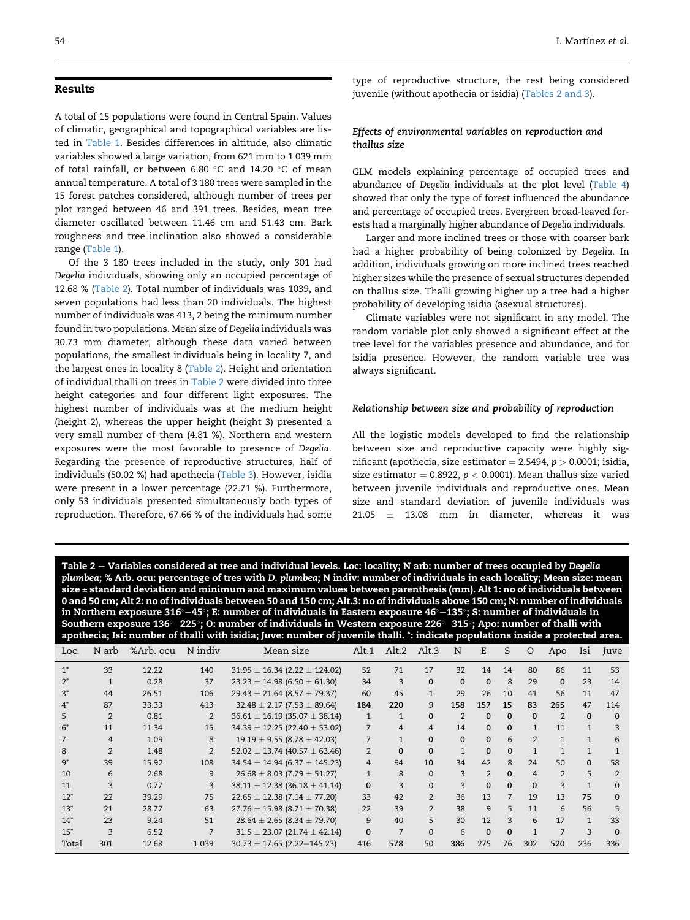## Results

A total of 15 populations were found in Central Spain. Values of climatic, geographical and topographical variables are listed in Table 1. Besides differences in altitude, also climatic variables showed a large variation, from 621 mm to 1 039 mm of total rainfall, or between 6.80 °C and 14.20 °C of mean annual temperature. A total of 3 180 trees were sampled in the 15 forest patches considered, although number of trees per plot ranged between 46 and 391 trees. Besides, mean tree diameter oscillated between 11.46 cm and 51.43 cm. Bark roughness and tree inclination also showed a considerable range (Table 1).

Of the 3 180 trees included in the study, only 301 had *Degelia* individuals, showing only an occupied percentage of 12.68 % (Table 2). Total number of individuals was 1039, and seven populations had less than 20 individuals. The highest number of individuals was 413, 2 being the minimum number found in two populations. Mean size of *Degelia* individuals was 30.73 mm diameter, although these data varied between populations, the smallest individuals being in locality 7, and the largest ones in locality 8 (Table 2). Height and orientation of individual thalli on trees in Table 2 were divided into three height categories and four different light exposures. The highest number of individuals was at the medium height (height 2), whereas the upper height (height 3) presented a very small number of them (4.81 %). Northern and western exposures were the most favorable to presence of *Degelia*. Regarding the presence of reproductive structures, half of individuals (50.02 %) had apothecia (Table 3). However, isidia were present in a lower percentage (22.71 %). Furthermore, only 53 individuals presented simultaneously both types of reproduction. Therefore, 67.66 % of the individuals had some type of reproductive structure, the rest being considered juvenile (without apothecia or isidia) (Tables 2 and 3).

### Effects of environmental variables on reproduction and thallus size

GLM models explaining percentage of occupied trees and abundance of *Degelia* individuals at the plot level (Table 4) showed that only the type of forest influenced the abundance and percentage of occupied trees. Evergreen broad-leaved forests had a marginally higher abundance of *Degelia* individuals.

Larger and more inclined trees or those with coarser bark had a higher probability of being colonized by *Degelia*. In addition, individuals growing on more inclined trees reached higher sizes while the presence of sexual structures depended on thallus size. Thalli growing higher up a tree had a higher probability of developing isidia (asexual structures).

Climate variables were not significant in any model. The random variable plot only showed a significant effect at the tree level for the variables presence and abundance, and for isidia presence. However, the random variable tree was always significant.

### Relationship between size and probability of reproduction

All the logistic models developed to find the relationship between size and reproductive capacity were highly significant (apothecia, size estimator = 2.5494, $p > 0.0001$; isidia, size estimator = 0.8922, $p < 0.0001$). Mean thallus size varied between juvenile individuals and reproductive ones. Mean size and standard deviation of juvenile individuals was 21.05 ± 13.08 mm in diameter, whereas it was

**Table 2 – Variables considered at tree and individual levels. Loc: locality; N arb: number of trees occupied by *Degelia plumbea*; % Arb. ocu: percentage of tres with *D. plumbea*; N indiv: number of individuals in each locality; Mean size: mean size ± standard deviation and minimum and maximum values between parenthesis (mm). Alt 1: no of individuals between 0 and 50 cm; Alt 2: no of individuals between 50 and 150 cm; Alt.3: no of individuals above 150 cm; N: number of individuals in Northern exposure 316°–45°; E: number of individuals in Eastern exposure 46°–135°; S: number of individuals in Southern exposure 136°–225°; O: number of individuals in Western exposure 226°–315°; Apo: number of thalli with apothecia; Isi: number of thalli with isidia; Juve: number of juvenile thalli. \*: indicate populations inside a protected area.**

| Loc. | N arb | %Arb. ocu | N indiv | Mean size | Alt.1 | Alt.2 | Alt.3 | N | E | S | O | Apo | Isi | Juve |
|---|---|---|---|---|---|---|---|---|---|---|---|---|---|---|
| 1* | 33 | 12.22 | 140 | 31.95 ± 16.34 (2.22 ± 124.02) | 52 | 71 | 17 | 32 | 14 | 14 | 80 | 86 | 11 | 53 |
| 2* | 1 | 0.28 | 37 | 23.23 ± 14.98 (6.50 ± 61.30) | 34 | 3 | **0** | **0** | **0** | 8 | 29 | **0** | 23 | 14 |
| 3* | 44 | 26.51 | 106 | 29.43 ± 21.64 (8.57 ± 79.37) | 60 | 45 | 1 | 29 | 26 | 10 | 41 | 56 | 11 | 47 |
| 4* | 87 | 33.33 | 413 | 32.48 ± 2.17 (7.53 ± 89.64) | **184** | **220** | 9 | **158** | **157** | 15 | **83** | **265** | 47 | 114 |
| 5 | 2 | 0.81 | 2 | 36.61 ± 16.19 (35.07 ± 38.14) | 1 | 1 | **0** | 2 | **0** | **0** | **0** | 2 | **0** | 0 |
| 6* | 11 | 11.34 | 15 | 34.39 ± 12.25 (22.40 ± 53.02) | 7 | 4 | 4 | 14 | 0 | **0** | 1 | 11 | 1 | 3 |
| 7 | 4 | 1.09 | 8 | 19.19 ± 9.55 (8.78 ± 42.03) | 7 | 1 | **0** | **0** | **0** | 6 | 2 | 1 | 1 | 6 |
| 8 | 2 | 1.48 | 2 | 52.02 ± 13.74 (40.57 ± 63.46) | 2 | **0** | **0** | 1 | **0** | 0 | 1 | 1 | 1 | 1 |
| 9* | 39 | 15.92 | 108 | 34.54 ± 14.94 (6.37 ± 145.23) | 4 | 94 | **10** | 34 | 42 | 8 | 24 | 50 | **0** | 58 |
| 10 | 6 | 2.68 | 9 | 26.68 ± 8.03 (7.79 ± 51.27) | 1 | 8 | 0 | 3 | 2 | **0** | 4 | 2 | 5 | 2 |
| 11 | 3 | 0.77 | 3 | 38.11 ± 12.38 (36.18 ± 41.14) | **0** | 3 | 0 | 3 | **0** | **0** | **0** | 3 | 1 | 0 |
| 12* | 22 | 39.29 | 75 | 22.65 ± 12.38 (7.14 ± 77.20) | 33 | 42 | 2 | 36 | 13 | 7 | 19 | 13 | **75** | 0 |
| 13* | 21 | 28.77 | 63 | 27.76 ± 15.98 (8.71 ± 70.38) | 22 | 39 | 2 | 38 | 9 | 5 | 11 | 6 | 56 | 5 |
| 14* | 23 | 9.24 | 51 | 28.64 ± 2.65 (8.34 ± 79.70) | 9 | 40 | 5 | 30 | 12 | 3 | 6 | 17 | 1 | 33 |
| 15* | 3 | 6.52 | 7 | 31.5 ± 23.07 (21.74 ± 42.14) | **0** | 7 | 0 | 6 | **0** | **0** | 1 | 7 | 3 | 0 |
| Total | 301 | 12.68 | 1 039 | 30.73 ± 17.65 (2.22–145.23) | 416 | **578** | 50 | **386** | 275 | 76 | 302 | **520** | 236 | 336 |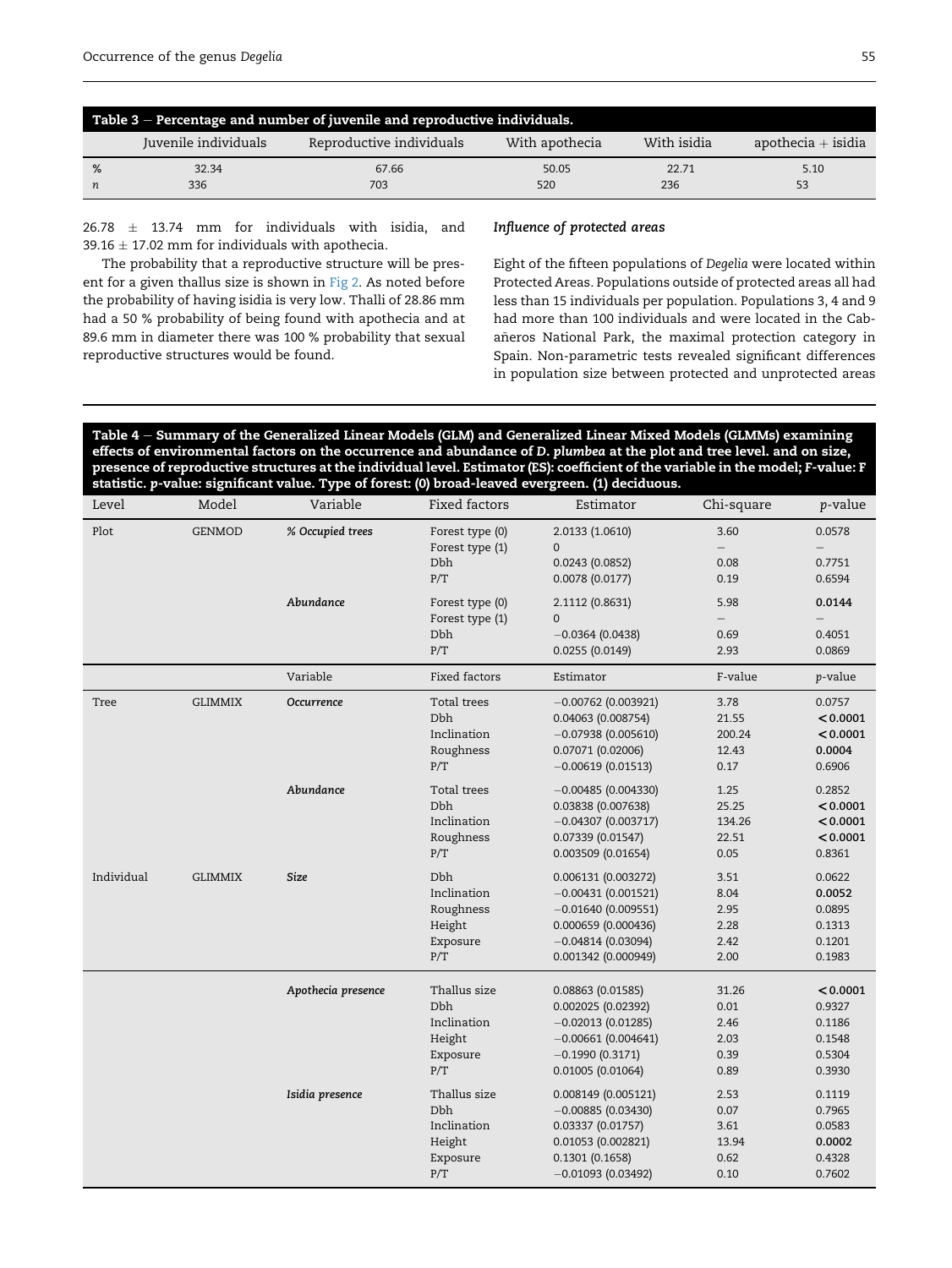**Table 3 – Percentage and number of juvenile and reproductive individuals.**

| | Juvenile individuals | Reproductive individuals | With apothecia | With isidia | apothecia + isidia |
|---|---|---|---|---|---|
| % | 32.34 | 67.66 | 50.05 | 22.71 | 5.10 |
| *n* | 336 | 703 | 520 | 236 | 53 |

26.78 ± 13.74 mm for individuals with isidia, and 39.16 ± 17.02 mm for individuals with apothecia.

The probability that a reproductive structure will be present for a given thallus size is shown in Fig 2. As noted before the probability of having isidia is very low. Thalli of 28.86 mm had a 50 % probability of being found with apothecia and at 89.6 mm in diameter there was 100 % probability that sexual reproductive structures would be found.

### Influence of protected areas

Eight of the fifteen populations of *Degelia* were located within Protected Areas. Populations outside of protected areas all had less than 15 individuals per population. Populations 3, 4 and 9 had more than 100 individuals and were located in the Cabañeros National Park, the maximal protection category in Spain. Non-parametric tests revealed significant differences in population size between protected and unprotected areas

**Table 4 – Summary of the Generalized Linear Models (GLM) and Generalized Linear Mixed Models (GLMMs) examining effects of environmental factors on the occurrence and abundance of *D. plumbea* at the plot and tree level. and on size, presence of reproductive structures at the individual level. Estimator (ES): coefficient of the variable in the model; *F*-value: F statistic. *p*-value: significant value. Type of forest: (0) broad-leaved evergreen. (1) deciduous.**

| Level | Model | Variable | Fixed factors | Estimator | Chi-square | *p*-value |
|---|---|---|---|---|---|---|
| Plot | GENMOD | *% Occupied trees* | Forest type (0) | 2.0133 (1.0610) | 3.60 | 0.0578 |
| | | | Forest type (1) | 0 | – | – |
| | | | Dbh | 0.0243 (0.0852) | 0.08 | 0.7751 |
| | | | P/T | 0.0078 (0.0177) | 0.19 | 0.6594 |
| | | *Abundance* | Forest type (0) | 2.1112 (0.8631) | 5.98 | **0.0144** |
| | | | Forest type (1) | 0 | – | – |
| | | | Dbh | −0.0364 (0.0438) | 0.69 | 0.4051 |
| | | | P/T | 0.0255 (0.0149) | 2.93 | 0.0869 |
| | | Variable | Fixed factors | Estimator | F-value | *p*-value |
| Tree | GLIMMIX | *Occurrence* | Total trees | −0.00762 (0.003921) | 3.78 | 0.0757 |
| | | | Dbh | 0.04063 (0.008754) | 21.55 | **< 0.0001** |
| | | | Inclination | −0.07938 (0.005610) | 200.24 | **< 0.0001** |
| | | | Roughness | 0.07071 (0.02006) | 12.43 | **0.0004** |
| | | | P/T | −0.00619 (0.01513) | 0.17 | 0.6906 |
| | | *Abundance* | Total trees | −0.00485 (0.004330) | 1.25 | 0.2852 |
| | | | Dbh | 0.03838 (0.007638) | 25.25 | **< 0.0001** |
| | | | Inclination | −0.04307 (0.003717) | 134.26 | **< 0.0001** |
| | | | Roughness | 0.07339 (0.01547) | 22.51 | **< 0.0001** |
| | | | P/T | 0.003509 (0.01654) | 0.05 | 0.8361 |
| Individual | GLIMMIX | *Size* | Dbh | 0.006131 (0.003272) | 3.51 | 0.0622 |
| | | | Inclination | −0.00431 (0.001521) | 8.04 | **0.0052** |
| | | | Roughness | −0.01640 (0.009551) | 2.95 | 0.0895 |
| | | | Height | 0.000659 (0.000436) | 2.28 | 0.1313 |
| | | | Exposure | −0.04814 (0.03094) | 2.42 | 0.1201 |
| | | | P/T | 0.001342 (0.000949) | 2.00 | 0.1983 |
| | | *Apothecia presence* | Thallus size | 0.08863 (0.01585) | 31.26 | **< 0.0001** |
| | | | Dbh | 0.002025 (0.02392) | 0.01 | 0.9327 |
| | | | Inclination | −0.02013 (0.01285) | 2.46 | 0.1186 |
| | | | Height | −0.00661 (0.004641) | 2.03 | 0.1548 |
| | | | Exposure | −0.1990 (0.3171) | 0.39 | 0.5304 |
| | | | P/T | 0.01005 (0.01064) | 0.89 | 0.3930 |
| | | *Isidia presence* | Thallus size | 0.008149 (0.005121) | 2.53 | 0.1119 |
| | | | Dbh | −0.00885 (0.03430) | 0.07 | 0.7965 |
| | | | Inclination | 0.03337 (0.01757) | 3.61 | 0.0583 |
| | | | Height | 0.01053 (0.002821) | 13.94 | **0.0002** |
| | | | Exposure | 0.1301 (0.1658) | 0.62 | 0.4328 |
| | | | P/T | −0.01093 (0.03492) | 0.10 | 0.7602 |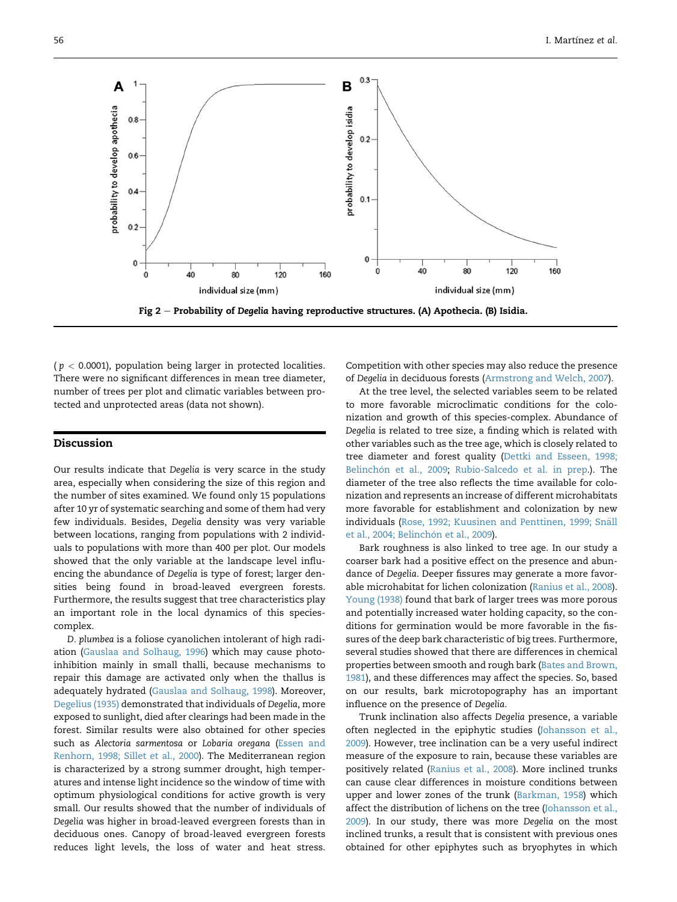Fig 2 – Probability of *Degelia* having reproductive structures. (A) Apothecia. (B) Isidia.

( $p < 0.0001$), population being larger in protected localities. There were no significant differences in mean tree diameter, number of trees per plot and climatic variables between protected and unprotected areas (data not shown).

## Discussion

Our results indicate that *Degelia* is very scarce in the study area, especially when considering the size of this region and the number of sites examined. We found only 15 populations after 10 yr of systematic searching and some of them had very few individuals. Besides, *Degelia* density was very variable between locations, ranging from populations with 2 individuals to populations with more than 400 per plot. Our models showed that the only variable at the landscape level influencing the abundance of *Degelia* is type of forest; larger densities being found in broad-leaved evergreen forests. Furthermore, the results suggest that tree characteristics play an important role in the local dynamics of this species-complex.

*D. plumbea* is a foliose cyanolichen intolerant of high radiation (Gauslaa and Solhaug, 1996) which may cause photoinhibition mainly in small thalli, because mechanisms to repair this damage are activated only when the thallus is adequately hydrated (Gauslaa and Solhaug, 1998). Moreover, Degelius (1935) demonstrated that individuals of *Degelia*, more exposed to sunlight, died after clearings had been made in the forest. Similar results were also obtained for other species such as *Alectoria sarmentosa* or *Lobaria oregana* (Essen and Renhorn, 1998; Sillet et al., 2000). The Mediterranean region is characterized by a strong summer drought, high temperatures and intense light incidence so the window of time with optimum physiological conditions for active growth is very small. Our results showed that the number of individuals of *Degelia* was higher in broad-leaved evergreen forests than in deciduous ones. Canopy of broad-leaved evergreen forests reduces light levels, the loss of water and heat stress. Competition with other species may also reduce the presence of *Degelia* in deciduous forests (Armstrong and Welch, 2007).

At the tree level, the selected variables seem to be related to more favorable microclimatic conditions for the colonization and growth of this species-complex. Abundance of *Degelia* is related to tree size, a finding which is related with other variables such as the tree age, which is closely related to tree diameter and forest quality (Dettki and Esseen, 1998; Belinchón et al., 2009; Rubio-Salcedo et al. in prep.). The diameter of the tree also reflects the time available for colonization and represents an increase of different microhabitats more favorable for establishment and colonization by new individuals (Rose, 1992; Kuusinen and Penttinen, 1999; Snäll et al., 2004; Belinchón et al., 2009).

Bark roughness is also linked to tree age. In our study a coarser bark had a positive effect on the presence and abundance of *Degelia*. Deeper fissures may generate a more favorable microhabitat for lichen colonization (Ranius et al., 2008). Young (1938) found that bark of larger trees was more porous and potentially increased water holding capacity, so the conditions for germination would be more favorable in the fissures of the deep bark characteristic of big trees. Furthermore, several studies showed that there are differences in chemical properties between smooth and rough bark (Bates and Brown, 1981), and these differences may affect the species. So, based on our results, bark microtopography has an important influence on the presence of *Degelia*.

Trunk inclination also affects *Degelia* presence, a variable often neglected in the epiphytic studies (Johansson et al., 2009). However, tree inclination can be a very useful indirect measure of the exposure to rain, because these variables are positively related (Ranius et al., 2008). More inclined trunks can cause clear differences in moisture conditions between upper and lower zones of the trunk (Barkman, 1958) which affect the distribution of lichens on the tree (Johansson et al., 2009). In our study, there was more *Degelia* on the most inclined trunks, a result that is consistent with previous ones obtained for other epiphytes such as bryophytes in which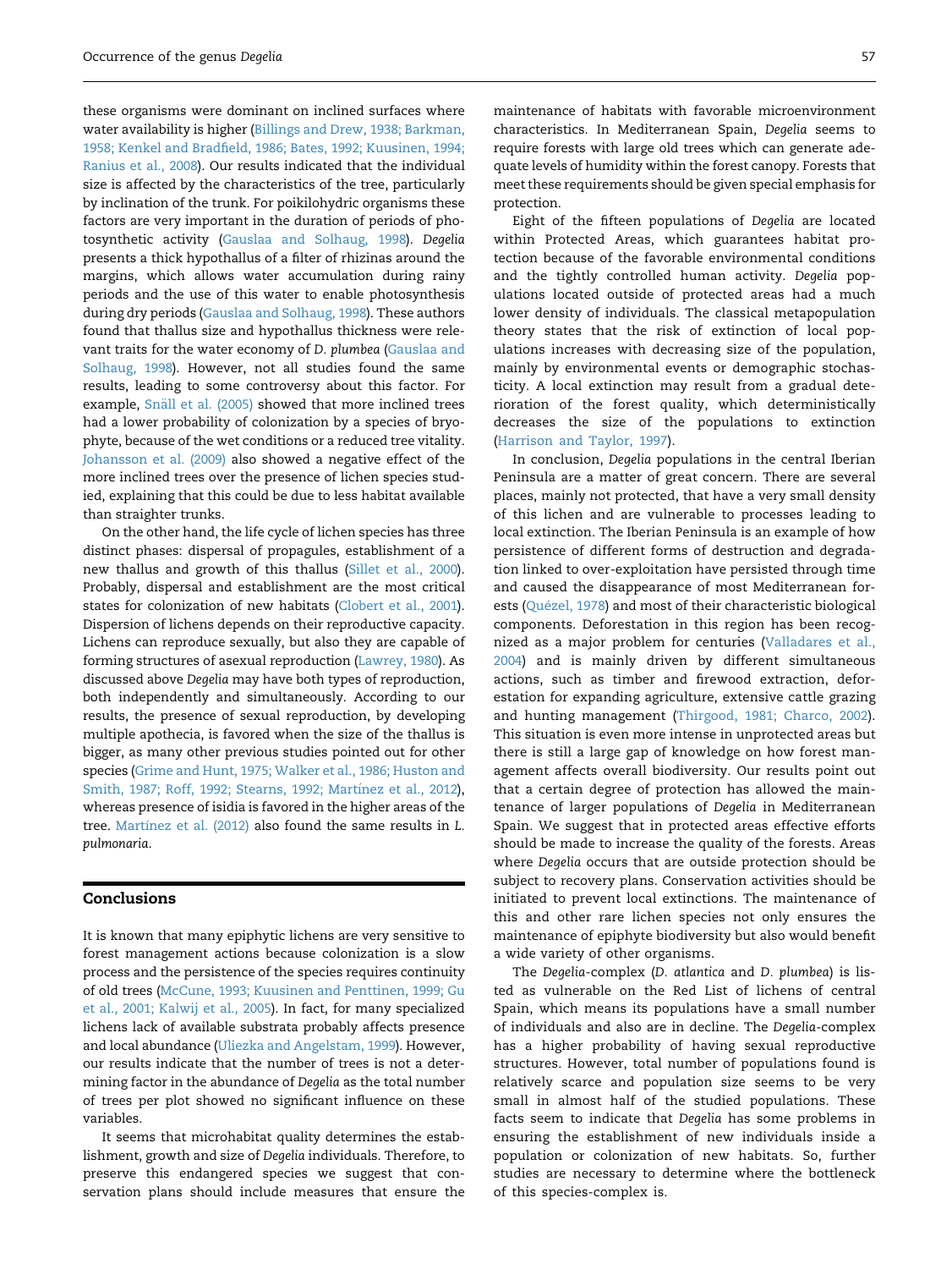these organisms were dominant on inclined surfaces where water availability is higher (Billings and Drew, 1938; Barkman, 1958; Kenkel and Bradfield, 1986; Bates, 1992; Kuusinen, 1994; Ranius et al., 2008). Our results indicated that the individual size is affected by the characteristics of the tree, particularly by inclination of the trunk. For poikilohydric organisms these factors are very important in the duration of periods of photosynthetic activity (Gauslaa and Solhaug, 1998). *Degelia* presents a thick hypothallus of a filter of rhizinas around the margins, which allows water accumulation during rainy periods and the use of this water to enable photosynthesis during dry periods (Gauslaa and Solhaug, 1998). These authors found that thallus size and hypothallus thickness were relevant traits for the water economy of *D. plumbea* (Gauslaa and Solhaug, 1998). However, not all studies found the same results, leading to some controversy about this factor. For example, Snäll et al. (2005) showed that more inclined trees had a lower probability of colonization by a species of bryophyte, because of the wet conditions or a reduced tree vitality. Johansson et al. (2009) also showed a negative effect of the more inclined trees over the presence of lichen species studied, explaining that this could be due to less habitat available than straighter trunks.

On the other hand, the life cycle of lichen species has three distinct phases: dispersal of propagules, establishment of a new thallus and growth of this thallus (Sillet et al., 2000). Probably, dispersal and establishment are the most critical states for colonization of new habitats (Clobert et al., 2001). Dispersion of lichens depends on their reproductive capacity. Lichens can reproduce sexually, but also they are capable of forming structures of asexual reproduction (Lawrey, 1980). As discussed above *Degelia* may have both types of reproduction, both independently and simultaneously. According to our results, the presence of sexual reproduction, by developing multiple apothecia, is favored when the size of the thallus is bigger, as many other previous studies pointed out for other species (Grime and Hunt, 1975; Walker et al., 1986; Huston and Smith, 1987; Roff, 1992; Stearns, 1992; Martínez et al., 2012), whereas presence of isidia is favored in the higher areas of the tree. Martínez et al. (2012) also found the same results in *L. pulmonaria*.

## Conclusions

It is known that many epiphytic lichens are very sensitive to forest management actions because colonization is a slow process and the persistence of the species requires continuity of old trees (McCune, 1993; Kuusinen and Penttinen, 1999; Gu et al., 2001; Kalwij et al., 2005). In fact, for many specialized lichens lack of available substrata probably affects presence and local abundance (Uliezka and Angelstam, 1999). However, our results indicate that the number of trees is not a determining factor in the abundance of *Degelia* as the total number of trees per plot showed no significant influence on these variables.

It seems that microhabitat quality determines the establishment, growth and size of *Degelia* individuals. Therefore, to preserve this endangered species we suggest that conservation plans should include measures that ensure the maintenance of habitats with favorable microenvironment characteristics. In Mediterranean Spain, *Degelia* seems to require forests with large old trees which can generate adequate levels of humidity within the forest canopy. Forests that meet these requirements should be given special emphasis for protection.

Eight of the fifteen populations of *Degelia* are located within Protected Areas, which guarantees habitat protection because of the favorable environmental conditions and the tightly controlled human activity. *Degelia* populations located outside of protected areas had a much lower density of individuals. The classical metapopulation theory states that the risk of extinction of local populations increases with decreasing size of the population, mainly by environmental events or demographic stochasticity. A local extinction may result from a gradual deterioration of the forest quality, which deterministically decreases the size of the populations to extinction (Harrison and Taylor, 1997).

In conclusion, *Degelia* populations in the central Iberian Peninsula are a matter of great concern. There are several places, mainly not protected, that have a very small density of this lichen and are vulnerable to processes leading to local extinction. The Iberian Peninsula is an example of how persistence of different forms of destruction and degradation linked to over-exploitation have persisted through time and caused the disappearance of most Mediterranean forests (Quézel, 1978) and most of their characteristic biological components. Deforestation in this region has been recognized as a major problem for centuries (Valladares et al., 2004) and is mainly driven by different simultaneous actions, such as timber and firewood extraction, deforestation for expanding agriculture, extensive cattle grazing and hunting management (Thirgood, 1981; Charco, 2002). This situation is even more intense in unprotected areas but there is still a large gap of knowledge on how forest management affects overall biodiversity. Our results point out that a certain degree of protection has allowed the maintenance of larger populations of *Degelia* in Mediterranean Spain. We suggest that in protected areas effective efforts should be made to increase the quality of the forests. Areas where *Degelia* occurs that are outside protection should be subject to recovery plans. Conservation activities should be initiated to prevent local extinctions. The maintenance of this and other rare lichen species not only ensures the maintenance of epiphyte biodiversity but also would benefit a wide variety of other organisms.

The *Degelia*-complex (*D. atlantica* and *D. plumbea*) is listed as vulnerable on the Red List of lichens of central Spain, which means its populations have a small number of individuals and also are in decline. The *Degelia*-complex has a higher probability of having sexual reproductive structures. However, total number of populations found is relatively scarce and population size seems to be very small in almost half of the studied populations. These facts seem to indicate that *Degelia* has some problems in ensuring the establishment of new individuals inside a population or colonization of new habitats. So, further studies are necessary to determine where the bottleneck of this species-complex is.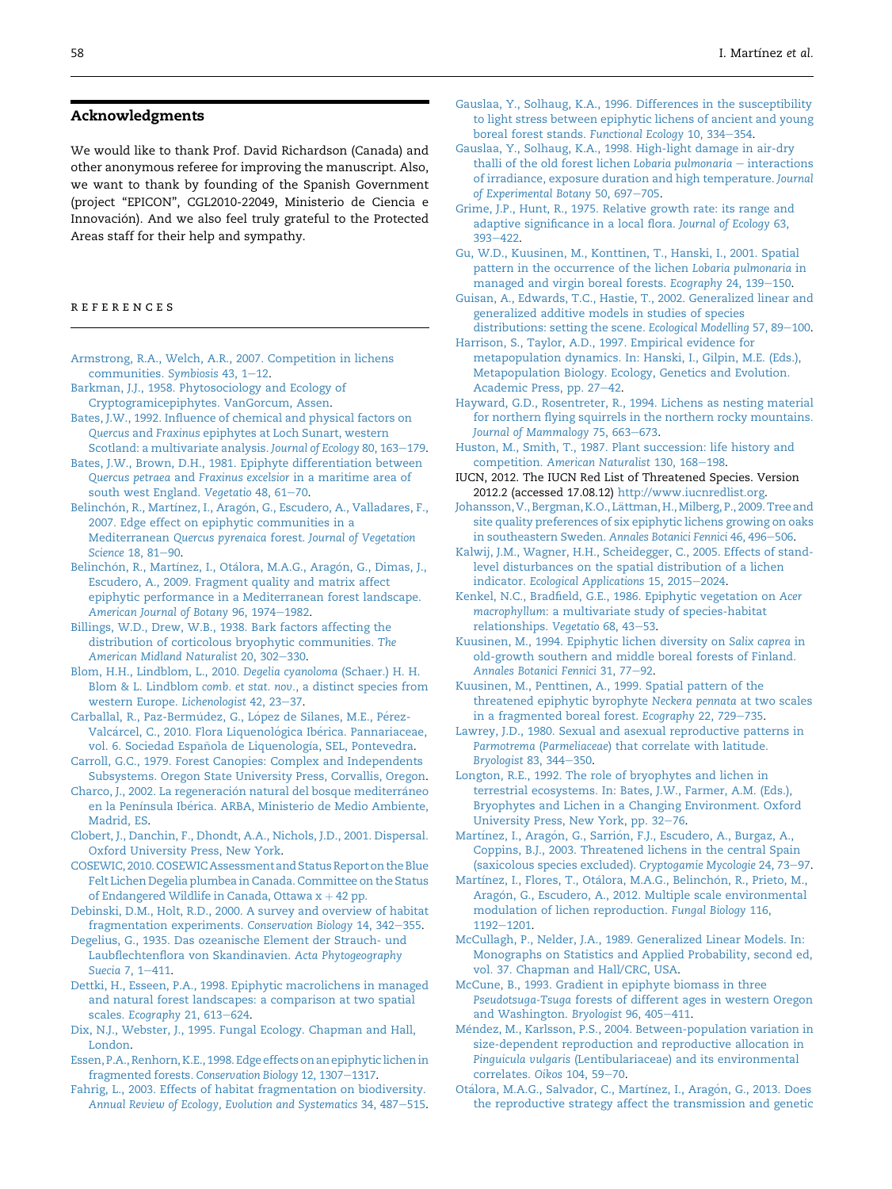## Acknowledgments

We would like to thank Prof. David Richardson (Canada) and other anonymous referee for improving the manuscript. Also, we want to thank by founding of the Spanish Government (project "EPICON", CGL2010-22049, Ministerio de Ciencia e Innovación). And we also feel truly grateful to the Protected Areas staff for their help and sympathy.

## REFERENCES

Armstrong, R.A., Welch, A.R., 2007. Competition in lichens communities. *Symbiosis* 43, 1–12.

Barkman, J.J., 1958. Phytosociology and Ecology of Cryptogramicepiphytes. VanGorcum, Assen.

Bates, J.W., 1992. Influence of chemical and physical factors on *Quercus* and *Fraxinus* epiphytes at Loch Sunart, western Scotland: a multivariate analysis. *Journal of Ecology* 80, 163–179.

Bates, J.W., Brown, D.H., 1981. Epiphyte differentiation between *Quercus petraea* and *Fraxinus excelsior* in a maritime area of south west England. *Vegetatio* 48, 61–70.

Belinchón, R., Martínez, I., Aragón, G., Escudero, A., Valladares, F., 2007. Edge effect on epiphytic communities in a Mediterranean *Quercus pyrenaica* forest. *Journal of Vegetation Science* 18, 81–90.

Belinchón, R., Martínez, I., Otálora, M.A.G., Aragón, G., Dimas, J., Escudero, A., 2009. Fragment quality and matrix affect epiphytic performance in a Mediterranean forest landscape. *American Journal of Botany* 96, 1974–1982.

Billings, W.D., Drew, W.B., 1938. Bark factors affecting the distribution of corticolous bryophytic communities. *The American Midland Naturalist* 20, 302–330.

Blom, H.H., Lindblom, L., 2010. *Degelia cyanoloma* (Schaer.) H. H. Blom & L. Lindblom *comb. et stat. nov*., a distinct species from western Europe. *Lichenologist* 42, 23–37.

Carballal, R., Paz-Bermúdez, G., López de Silanes, M.E., Pérez-Valcárcel, C., 2010. Flora Liquenológica Ibérica. Pannariaceae, vol. 6. Sociedad Española de Liquenología, SEL, Pontevedra.

Carroll, G.C., 1979. Forest Canopies: Complex and Independents Subsystems. Oregon State University Press, Corvallis, Oregon.

Charco, J., 2002. La regeneración natural del bosque mediterráneo en la Península Ibérica. ARBA, Ministerio de Medio Ambiente, Madrid, ES.

Clobert, J., Danchin, F., Dhondt, A.A., Nichols, J.D., 2001. Dispersal. Oxford University Press, New York.

COSEWIC, 2010. COSEWIC Assessment and Status Report on the Blue Felt Lichen Degelia plumbea in Canada. Committee on the Status of Endangered Wildlife in Canada, Ottawa x + 42 pp.

Debinski, D.M., Holt, R.D., 2000. A survey and overview of habitat fragmentation experiments. *Conservation Biology* 14, 342–355.

Degelius, G., 1935. Das ozeanische Element der Strauch- und Laubflechtenflora von Skandinavien. *Acta Phytogeography Suecia* 7, 1–411.

Dettki, H., Esseen, P.A., 1998. Epiphytic macrolichens in managed and natural forest landscapes: a comparison at two spatial scales. *Ecography* 21, 613–624.

Dix, N.J., Webster, J., 1995. Fungal Ecology. Chapman and Hall, London.

Essen, P.A., Renhorn, K.E., 1998. Edge effects on an epiphytic lichen in fragmented forests. *Conservation Biology* 12, 1307–1317.

Fahrig, L., 2003. Effects of habitat fragmentation on biodiversity. *Annual Review of Ecology, Evolution and Systematics* 34, 487–515.

Gauslaa, Y., Solhaug, K.A., 1996. Differences in the susceptibility to light stress between epiphytic lichens of ancient and young boreal forest stands. *Functional Ecology* 10, 334–354.

Gauslaa, Y., Solhaug, K.A., 1998. High-light damage in air-dry thalli of the old forest lichen *Lobaria pulmonaria* – interactions of irradiance, exposure duration and high temperature. *Journal of Experimental Botany* 50, 697–705.

Grime, J.P., Hunt, R., 1975. Relative growth rate: its range and adaptive significance in a local flora. *Journal of Ecology* 63, 393–422.

Gu, W.D., Kuusinen, M., Konttinen, T., Hanski, I., 2001. Spatial pattern in the occurrence of the lichen *Lobaria pulmonaria* in managed and virgin boreal forests. *Ecography* 24, 139–150.

Guisan, A., Edwards, T.C., Hastie, T., 2002. Generalized linear and generalized additive models in studies of species distributions: setting the scene. *Ecological Modelling* 57, 89–100.

Harrison, S., Taylor, A.D., 1997. Empirical evidence for metapopulation dynamics. In: Hanski, I., Gilpin, M.E. (Eds.), Metapopulation Biology. Ecology, Genetics and Evolution. Academic Press, pp. 27–42.

Hayward, G.D., Rosentreter, R., 1994. Lichens as nesting material for northern flying squirrels in the northern rocky mountains. *Journal of Mammalogy* 75, 663–673.

Huston, M., Smith, T., 1987. Plant succession: life history and competition. *American Naturalist* 130, 168–198.

IUCN, 2012. The IUCN Red List of Threatened Species. Version 2012.2 (accessed 17.08.12) http://www.iucnredlist.org.

Johansson, V., Bergman, K.O., Lättman, H., Milberg, P., 2009. Tree and site quality preferences of six epiphytic lichens growing on oaks in southeastern Sweden. *Annales Botanici Fennici* 46, 496–506.

Kalwij, J.M., Wagner, H.H., Scheidegger, C., 2005. Effects of stand-level disturbances on the spatial distribution of a lichen indicator. *Ecological Applications* 15, 2015–2024.

Kenkel, N.C., Bradfield, G.E., 1986. Epiphytic vegetation on *Acer macrophyllum*: a multivariate study of species-habitat relationships. *Vegetatio* 68, 43–53.

Kuusinen, M., 1994. Epiphytic lichen diversity on *Salix caprea* in old-growth southern and middle boreal forests of Finland. *Annales Botanici Fennici* 31, 77–92.

Kuusinen, M., Penttinen, A., 1999. Spatial pattern of the threatened epiphytic byrophyte *Neckera pennata* at two scales in a fragmented boreal forest. *Ecography* 22, 729–735.

Lawrey, J.D., 1980. Sexual and asexual reproductive patterns in *Parmotrema* (*Parmeliaceae*) that correlate with latitude. *Bryologist* 83, 344–350.

Longton, R.E., 1992. The role of bryophytes and lichen in terrestrial ecosystems. In: Bates, J.W., Farmer, A.M. (Eds.), Bryophytes and Lichen in a Changing Environment. Oxford University Press, New York, pp. 32–76.

Martínez, I., Aragón, G., Sarrión, F.J., Escudero, A., Burgaz, A., Coppins, B.J., 2003. Threatened lichens in the central Spain (saxicolous species excluded). *Cryptogamie Mycologie* 24, 73–97.

Martínez, I., Flores, T., Otálora, M.A.G., Belinchón, R., Prieto, M., Aragón, G., Escudero, A., 2012. Multiple scale environmental modulation of lichen reproduction. *Fungal Biology* 116, 1192–1201.

McCullagh, P., Nelder, J.A., 1989. Generalized Linear Models. In: Monographs on Statistics and Applied Probability, second ed, vol. 37. Chapman and Hall/CRC, USA.

McCune, B., 1993. Gradient in epiphyte biomass in three *Pseudotsuga-Tsuga* forests of different ages in western Oregon and Washington. *Bryologist* 96, 405–411.

Méndez, M., Karlsson, P.S., 2004. Between-population variation in size-dependent reproduction and reproductive allocation in *Pinguicula vulgaris* (Lentibulariaceae) and its environmental correlates. *Oikos* 104, 59–70.

Otálora, M.A.G., Salvador, C., Martínez, I., Aragón, G., 2013. Does the reproductive strategy affect the transmission and genetic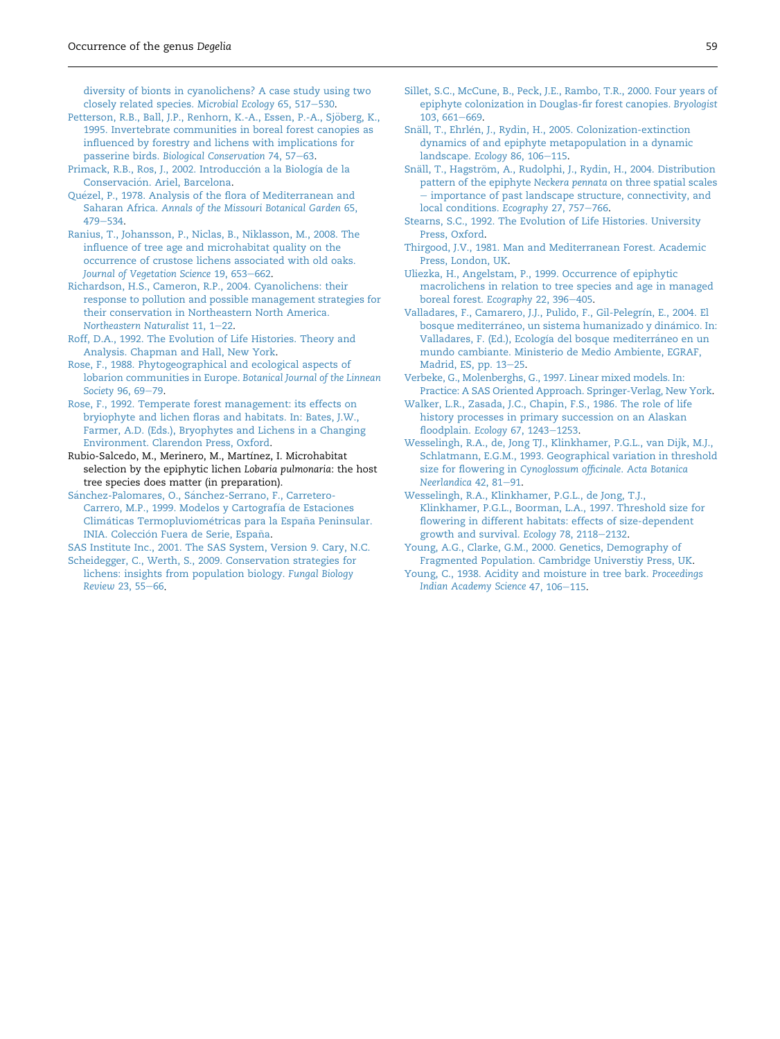diversity of bionts in cyanolichens? A case study using two closely related species. *Microbial Ecology* 65, 517–530.

Petterson, R.B., Ball, J.P., Renhorn, K.-A., Essen, P.-A., Sjöberg, K., 1995. Invertebrate communities in boreal forest canopies as influenced by forestry and lichens with implications for passerine birds. *Biological Conservation* 74, 57–63.

Primack, R.B., Ros, J., 2002. Introducción a la Biología de la Conservación. Ariel, Barcelona.

Quézel, P., 1978. Analysis of the flora of Mediterranean and Saharan Africa. *Annals of the Missouri Botanical Garden* 65, 479–534.

Ranius, T., Johansson, P., Niclas, B., Niklasson, M., 2008. The influence of tree age and microhabitat quality on the occurrence of crustose lichens associated with old oaks. *Journal of Vegetation Science* 19, 653–662.

Richardson, H.S., Cameron, R.P., 2004. Cyanolichens: their response to pollution and possible management strategies for their conservation in Northeastern North America. *Northeastern Naturalist* 11, 1–22.

Roff, D.A., 1992. The Evolution of Life Histories. Theory and Analysis. Chapman and Hall, New York.

Rose, F., 1988. Phytogeographical and ecological aspects of lobarion communities in Europe. *Botanical Journal of the Linnean Society* 96, 69–79.

Rose, F., 1992. Temperate forest management: its effects on bryiophyte and lichen floras and habitats. In: Bates, J.W., Farmer, A.D. (Eds.), Bryophytes and Lichens in a Changing Environment. Clarendon Press, Oxford.

Rubio-Salcedo, M., Merinero, M., Martínez, I. Microhabitat selection by the epiphytic lichen *Lobaria pulmonaria*: the host tree species does matter (in preparation).

Sánchez-Palomares, O., Sánchez-Serrano, F., Carretero-Carrero, M.P., 1999. Modelos y Cartografía de Estaciones Climáticas Termopluviométricas para la España Peninsular. INIA. Colección Fuera de Serie, España.

SAS Institute Inc., 2001. The SAS System, Version 9. Cary, N.C.

Scheidegger, C., Werth, S., 2009. Conservation strategies for lichens: insights from population biology. *Fungal Biology Review* 23, 55–66.

Sillet, S.C., McCune, B., Peck, J.E., Rambo, T.R., 2000. Four years of epiphyte colonization in Douglas-fir forest canopies. *Bryologist* 103, 661–669.

Snäll, T., Ehrlén, J., Rydin, H., 2005. Colonization-extinction dynamics of and epiphyte metapopulation in a dynamic landscape. *Ecology* 86, 106–115.

Snäll, T., Hagström, A., Rudolphi, J., Rydin, H., 2004. Distribution pattern of the epiphyte *Neckera pennata* on three spatial scales – importance of past landscape structure, connectivity, and local conditions. *Ecography* 27, 757–766.

Stearns, S.C., 1992. The Evolution of Life Histories. University Press, Oxford.

Thirgood, J.V., 1981. Man and Mediterranean Forest. Academic Press, London, UK.

Uliezka, H., Angelstam, P., 1999. Occurrence of epiphytic macrolichens in relation to tree species and age in managed boreal forest. *Ecography* 22, 396–405.

Valladares, F., Camarero, J.J., Pulido, F., Gil-Pelegrín, E., 2004. El bosque mediterráneo, un sistema humanizado y dinámico. In: Valladares, F. (Ed.), Ecología del bosque mediterráneo en un mundo cambiante. Ministerio de Medio Ambiente, EGRAF, Madrid, ES, pp. 13–25.

Verbeke, G., Molenberghs, G., 1997. Linear mixed models. In: Practice: A SAS Oriented Approach. Springer-Verlag, New York.

Walker, L.R., Zasada, J.C., Chapin, F.S., 1986. The role of life history processes in primary succession on an Alaskan floodplain. *Ecology* 67, 1243–1253.

Wesselingh, R.A., de, Jong TJ., Klinkhamer, P.G.L., van Dijk, M.J., Schlatmann, E.G.M., 1993. Geographical variation in threshold size for flowering in *Cynoglossum officinale*. *Acta Botanica Neerlandica* 42, 81–91.

Wesselingh, R.A., Klinkhamer, P.G.L., de Jong, T.J., Klinkhamer, P.G.L., Boorman, L.A., 1997. Threshold size for flowering in different habitats: effects of size-dependent growth and survival. *Ecology* 78, 2118–2132.

Young, A.G., Clarke, G.M., 2000. Genetics, Demography of Fragmented Population. Cambridge Universtiy Press, UK.

Young, C., 1938. Acidity and moisture in tree bark. *Proceedings Indian Academy Science* 47, 106–115.